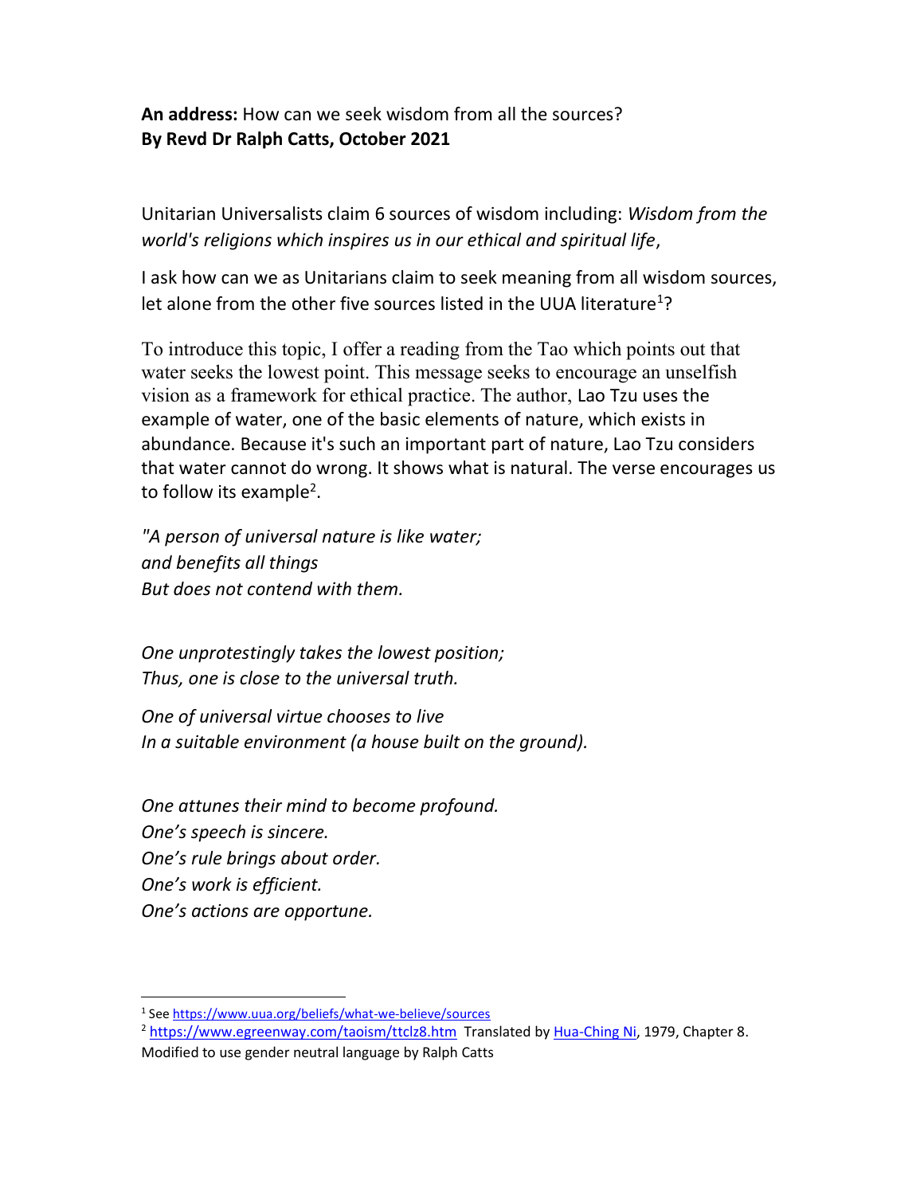**An address:** How can we seek wisdom from all the sources?
**By Revd Dr Ralph Catts, October 2021**

Unitarian Universalists claim 6 sources of wisdom including: *Wisdom from the world's religions which inspires us in our ethical and spiritual life*,

I ask how can we as Unitarians claim to seek meaning from all wisdom sources, let alone from the other five sources listed in the UUA literature[1]?

To introduce this topic, I offer a reading from the Tao which points out that water seeks the lowest point. This message seeks to encourage an unselfish vision as a framework for ethical practice. The author, Lao Tzu uses the example of water, one of the basic elements of nature, which exists in abundance. Because it's such an important part of nature, Lao Tzu considers that water cannot do wrong. It shows what is natural. The verse encourages us to follow its example[2].

*"A person of universal nature is like water;*
*and benefits all things*
*But does not contend with them.*

*One unprotestingly takes the lowest position;*
*Thus, one is close to the universal truth.*

*One of universal virtue chooses to live*
*In a suitable environment (a house built on the ground).*

*One attunes their mind to become profound.*
*One's speech is sincere.*
*One's rule brings about order.*
*One's work is efficient.*
*One's actions are opportune.*

---

[1] See https://www.uua.org/beliefs/what-we-believe/sources

[2] https://www.egreenway.com/taoism/ttclz8.htm Translated by Hua-Ching Ni, 1979, Chapter 8. Modified to use gender neutral language by Ralph Catts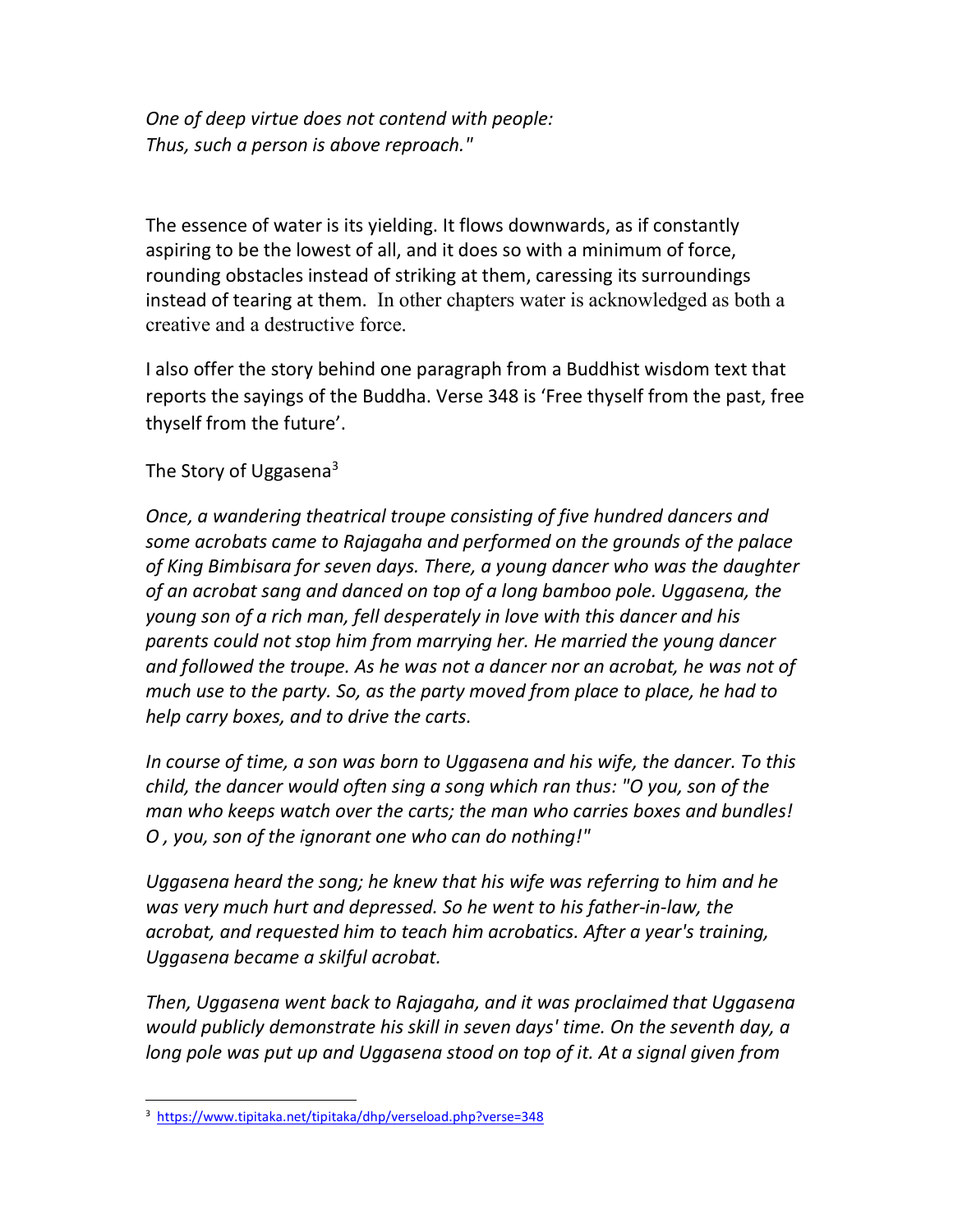*One of deep virtue does not contend with people:*
*Thus, such a person is above reproach."*

The essence of water is its yielding. It flows downwards, as if constantly aspiring to be the lowest of all, and it does so with a minimum of force, rounding obstacles instead of striking at them, caressing its surroundings instead of tearing at them. In other chapters water is acknowledged as both a creative and a destructive force.

I also offer the story behind one paragraph from a Buddhist wisdom text that reports the sayings of the Buddha. Verse 348 is 'Free thyself from the past, free thyself from the future'.

The Story of Uggasena[3]

*Once, a wandering theatrical troupe consisting of five hundred dancers and some acrobats came to Rajagaha and performed on the grounds of the palace of King Bimbisara for seven days. There, a young dancer who was the daughter of an acrobat sang and danced on top of a long bamboo pole. Uggasena, the young son of a rich man, fell desperately in love with this dancer and his parents could not stop him from marrying her. He married the young dancer and followed the troupe. As he was not a dancer nor an acrobat, he was not of much use to the party. So, as the party moved from place to place, he had to help carry boxes, and to drive the carts.*

*In course of time, a son was born to Uggasena and his wife, the dancer. To this child, the dancer would often sing a song which ran thus: "O you, son of the man who keeps watch over the carts; the man who carries boxes and bundles! O , you, son of the ignorant one who can do nothing!"*

*Uggasena heard the song; he knew that his wife was referring to him and he was very much hurt and depressed. So he went to his father-in-law, the acrobat, and requested him to teach him acrobatics. After a year's training, Uggasena became a skilful acrobat.*

*Then, Uggasena went back to Rajagaha, and it was proclaimed that Uggasena would publicly demonstrate his skill in seven days' time. On the seventh day, a long pole was put up and Uggasena stood on top of it. At a signal given from*

[3] https://www.tipitaka.net/tipitaka/dhp/verseload.php?verse=348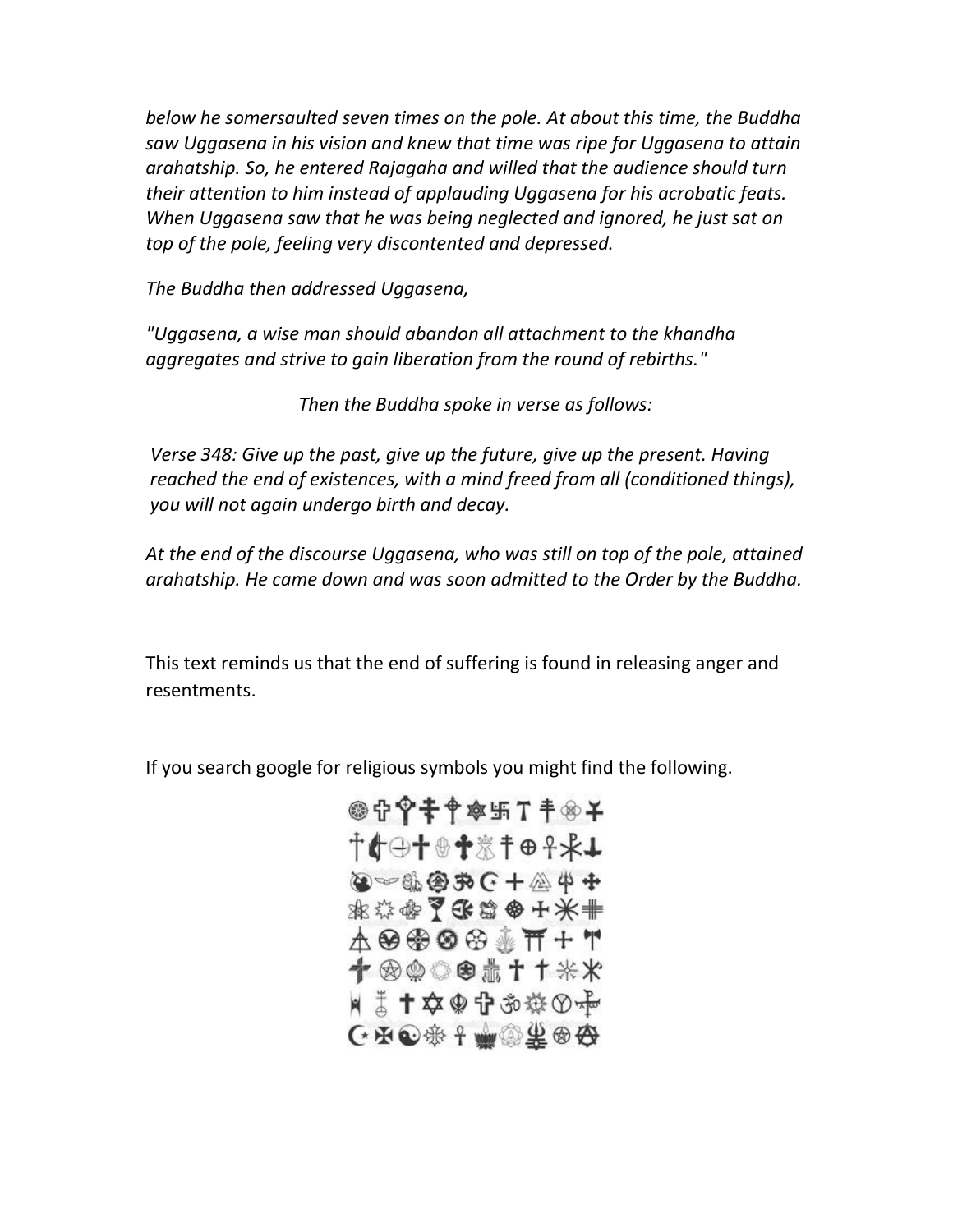*below he somersaulted seven times on the pole. At about this time, the Buddha saw Uggasena in his vision and knew that time was ripe for Uggasena to attain arahatship. So, he entered Rajagaha and willed that the audience should turn their attention to him instead of applauding Uggasena for his acrobatic feats. When Uggasena saw that he was being neglected and ignored, he just sat on top of the pole, feeling very discontented and depressed.*

*The Buddha then addressed Uggasena,*

*"Uggasena, a wise man should abandon all attachment to the khandha aggregates and strive to gain liberation from the round of rebirths."*

*Then the Buddha spoke in verse as follows:*

*Verse 348: Give up the past, give up the future, give up the present. Having reached the end of existences, with a mind freed from all (conditioned things), you will not again undergo birth and decay.*

*At the end of the discourse Uggasena, who was still on top of the pole, attained arahatship. He came down and was soon admitted to the Order by the Buddha.*

This text reminds us that the end of suffering is found in releasing anger and resentments.

If you search google for religious symbols you might find the following.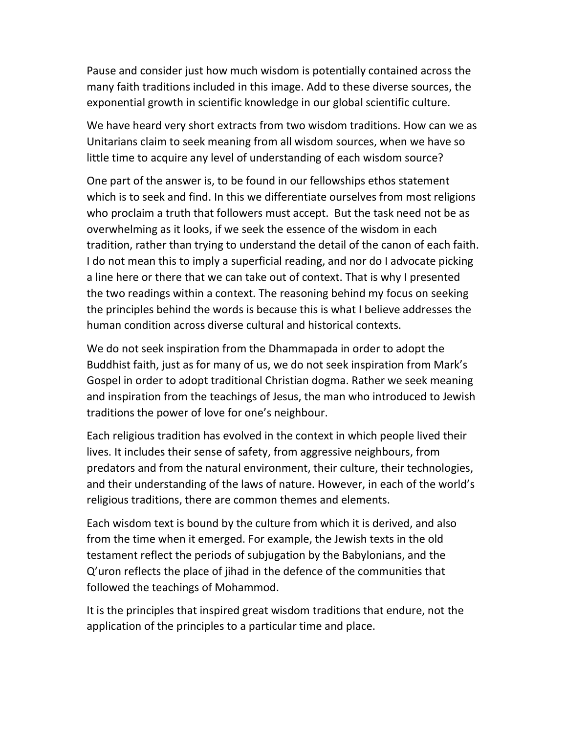Pause and consider just how much wisdom is potentially contained across the many faith traditions included in this image. Add to these diverse sources, the exponential growth in scientific knowledge in our global scientific culture.

We have heard very short extracts from two wisdom traditions. How can we as Unitarians claim to seek meaning from all wisdom sources, when we have so little time to acquire any level of understanding of each wisdom source?

One part of the answer is, to be found in our fellowships ethos statement which is to seek and find. In this we differentiate ourselves from most religions who proclaim a truth that followers must accept. But the task need not be as overwhelming as it looks, if we seek the essence of the wisdom in each tradition, rather than trying to understand the detail of the canon of each faith. I do not mean this to imply a superficial reading, and nor do I advocate picking a line here or there that we can take out of context. That is why I presented the two readings within a context. The reasoning behind my focus on seeking the principles behind the words is because this is what I believe addresses the human condition across diverse cultural and historical contexts.

We do not seek inspiration from the Dhammapada in order to adopt the Buddhist faith, just as for many of us, we do not seek inspiration from Mark's Gospel in order to adopt traditional Christian dogma. Rather we seek meaning and inspiration from the teachings of Jesus, the man who introduced to Jewish traditions the power of love for one's neighbour.

Each religious tradition has evolved in the context in which people lived their lives. It includes their sense of safety, from aggressive neighbours, from predators and from the natural environment, their culture, their technologies, and their understanding of the laws of nature. However, in each of the world's religious traditions, there are common themes and elements.

Each wisdom text is bound by the culture from which it is derived, and also from the time when it emerged. For example, the Jewish texts in the old testament reflect the periods of subjugation by the Babylonians, and the Q'uron reflects the place of jihad in the defence of the communities that followed the teachings of Mohammod.

It is the principles that inspired great wisdom traditions that endure, not the application of the principles to a particular time and place.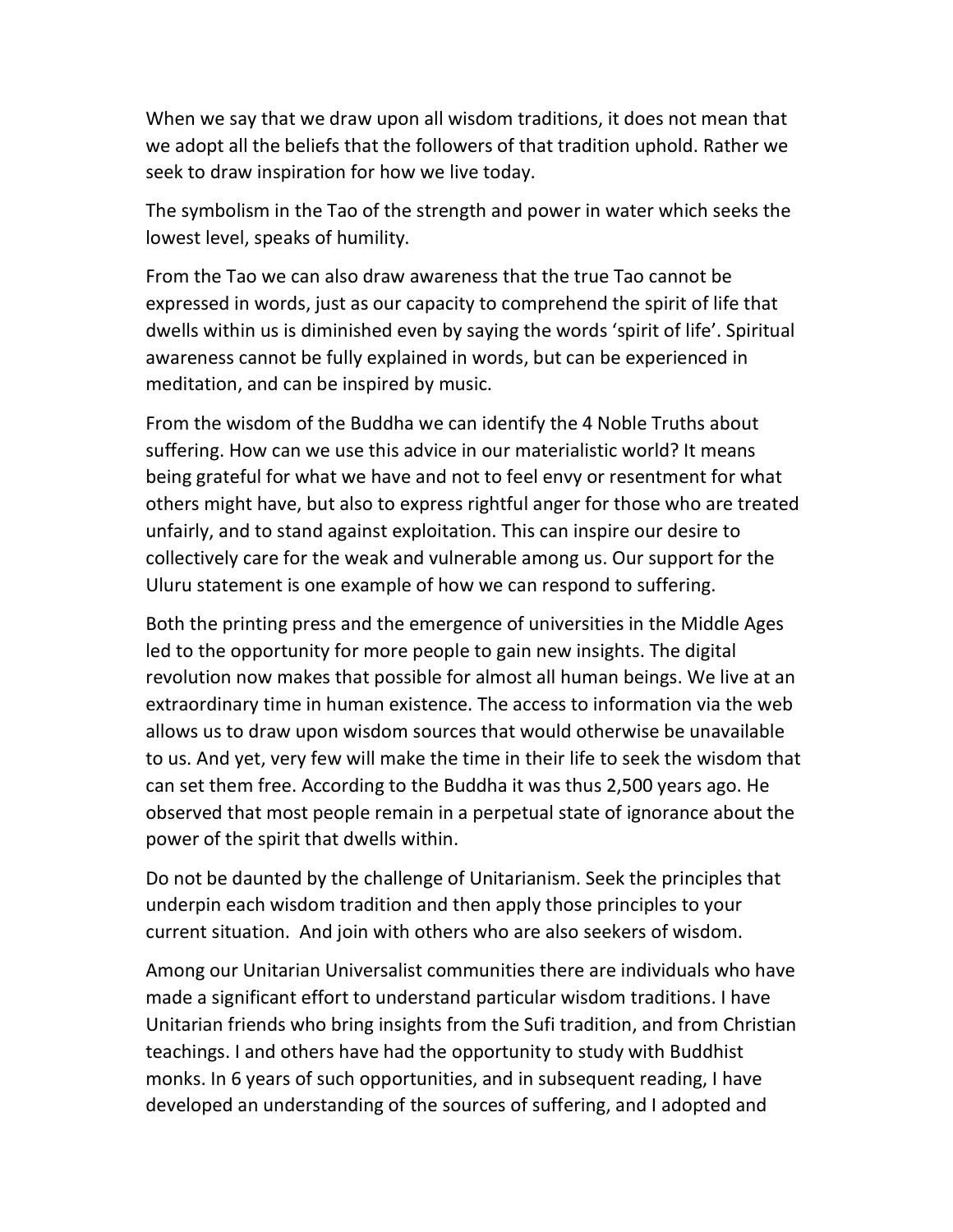When we say that we draw upon all wisdom traditions, it does not mean that we adopt all the beliefs that the followers of that tradition uphold. Rather we seek to draw inspiration for how we live today.

The symbolism in the Tao of the strength and power in water which seeks the lowest level, speaks of humility.

From the Tao we can also draw awareness that the true Tao cannot be expressed in words, just as our capacity to comprehend the spirit of life that dwells within us is diminished even by saying the words 'spirit of life'. Spiritual awareness cannot be fully explained in words, but can be experienced in meditation, and can be inspired by music.

From the wisdom of the Buddha we can identify the 4 Noble Truths about suffering. How can we use this advice in our materialistic world? It means being grateful for what we have and not to feel envy or resentment for what others might have, but also to express rightful anger for those who are treated unfairly, and to stand against exploitation. This can inspire our desire to collectively care for the weak and vulnerable among us. Our support for the Uluru statement is one example of how we can respond to suffering.

Both the printing press and the emergence of universities in the Middle Ages led to the opportunity for more people to gain new insights. The digital revolution now makes that possible for almost all human beings. We live at an extraordinary time in human existence. The access to information via the web allows us to draw upon wisdom sources that would otherwise be unavailable to us. And yet, very few will make the time in their life to seek the wisdom that can set them free. According to the Buddha it was thus 2,500 years ago. He observed that most people remain in a perpetual state of ignorance about the power of the spirit that dwells within.

Do not be daunted by the challenge of Unitarianism. Seek the principles that underpin each wisdom tradition and then apply those principles to your current situation. And join with others who are also seekers of wisdom.

Among our Unitarian Universalist communities there are individuals who have made a significant effort to understand particular wisdom traditions. I have Unitarian friends who bring insights from the Sufi tradition, and from Christian teachings. I and others have had the opportunity to study with Buddhist monks. In 6 years of such opportunities, and in subsequent reading, I have developed an understanding of the sources of suffering, and I adopted and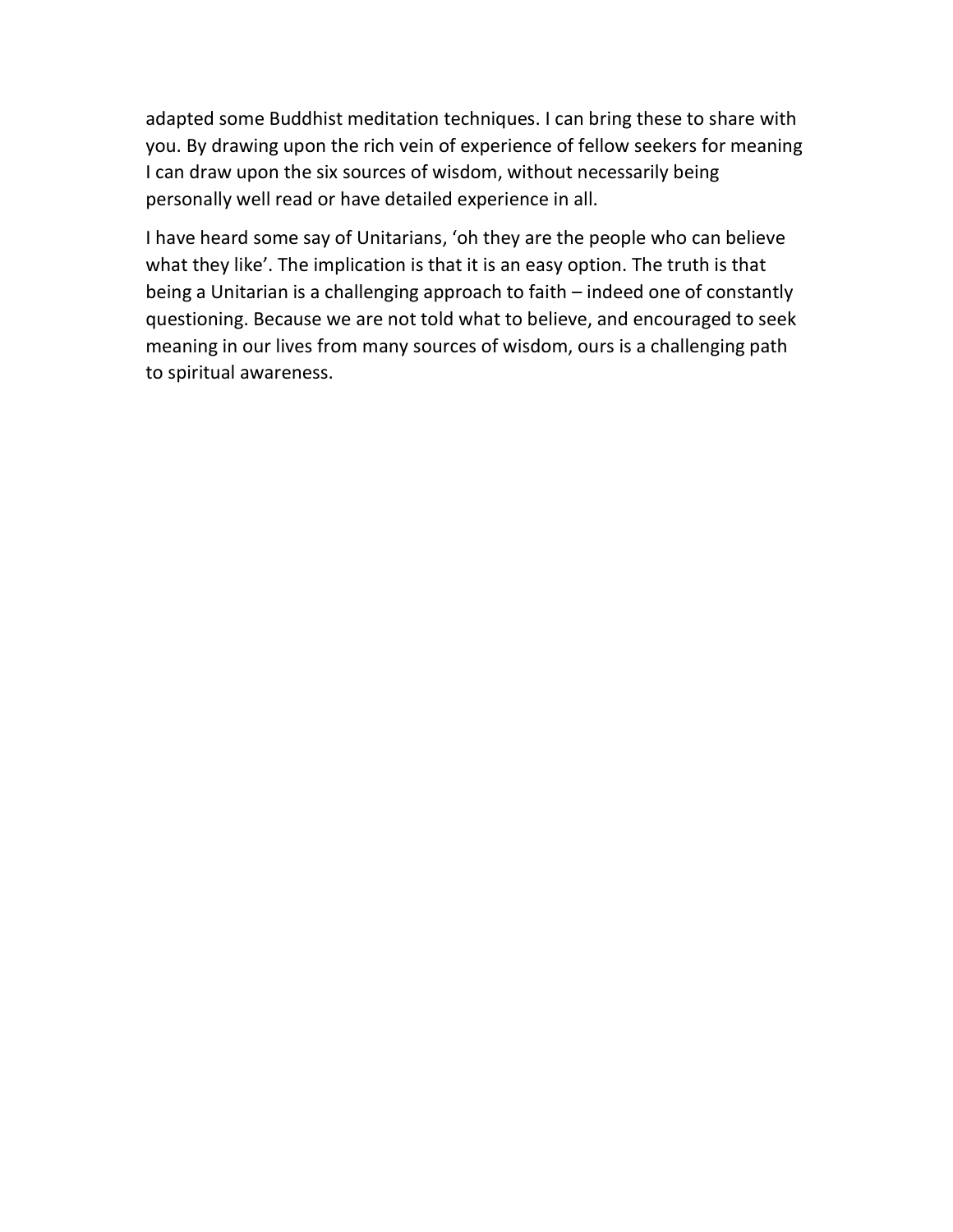adapted some Buddhist meditation techniques. I can bring these to share with you. By drawing upon the rich vein of experience of fellow seekers for meaning I can draw upon the six sources of wisdom, without necessarily being personally well read or have detailed experience in all.

I have heard some say of Unitarians, ‘oh they are the people who can believe what they like’. The implication is that it is an easy option. The truth is that being a Unitarian is a challenging approach to faith – indeed one of constantly questioning. Because we are not told what to believe, and encouraged to seek meaning in our lives from many sources of wisdom, ours is a challenging path to spiritual awareness.